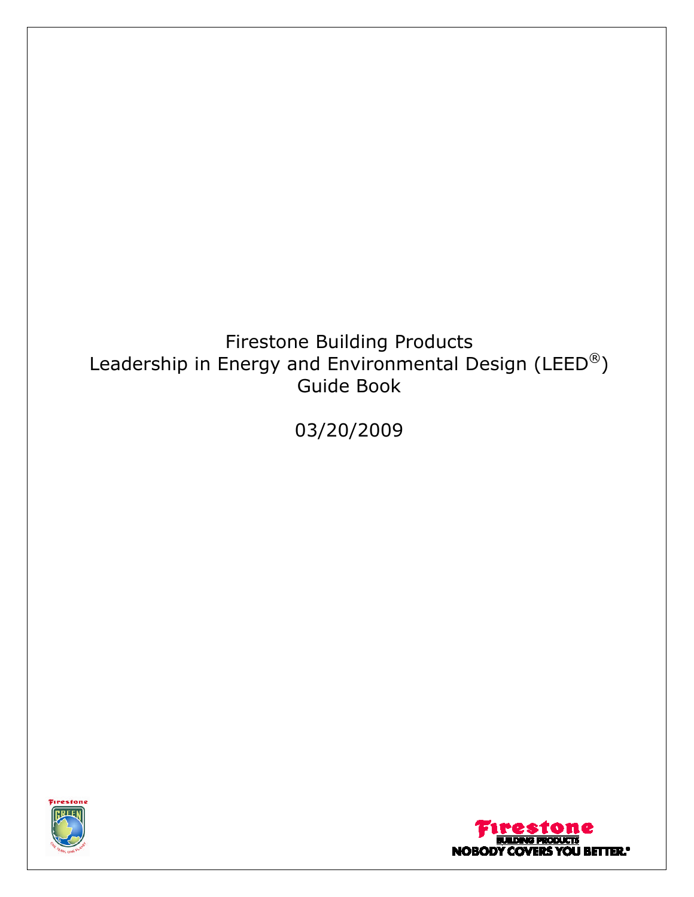# Firestone Building Products
# Leadership in Energy and Environmental Design (LEED®)
# Guide Book

03/20/2009

Firestone
BUILDING PRODUCTS
NOBODY COVERS YOU BETTER.®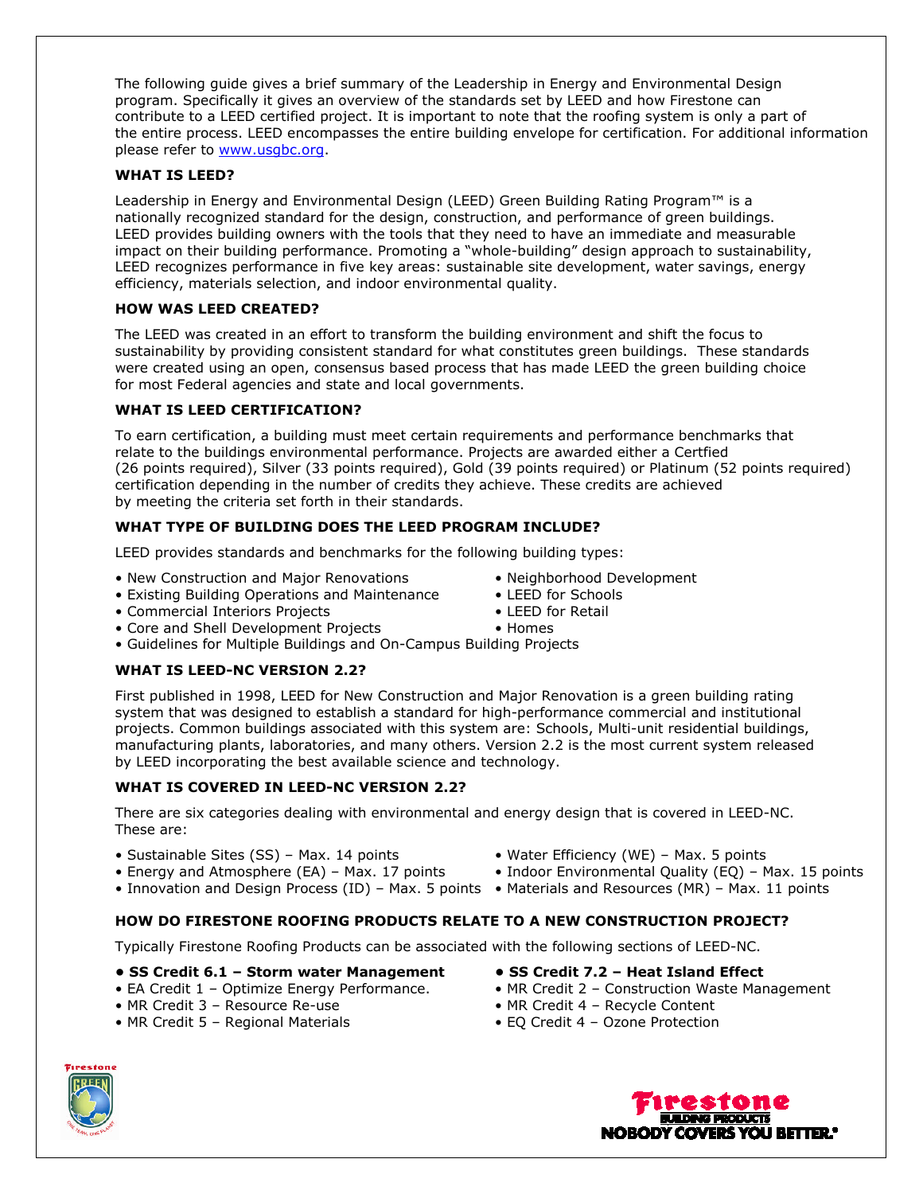The following guide gives a brief summary of the Leadership in Energy and Environmental Design program. Specifically it gives an overview of the standards set by LEED and how Firestone can contribute to a LEED certified project. It is important to note that the roofing system is only a part of the entire process. LEED encompasses the entire building envelope for certification. For additional information please refer to [www.usgbc.org](http://www.usgbc.org).

**WHAT IS LEED?**

Leadership in Energy and Environmental Design (LEED) Green Building Rating Program™ is a nationally recognized standard for the design, construction, and performance of green buildings. LEED provides building owners with the tools that they need to have an immediate and measurable impact on their building performance. Promoting a "whole-building" design approach to sustainability, LEED recognizes performance in five key areas: sustainable site development, water savings, energy efficiency, materials selection, and indoor environmental quality.

**HOW WAS LEED CREATED?**

The LEED was created in an effort to transform the building environment and shift the focus to sustainability by providing consistent standard for what constitutes green buildings. These standards were created using an open, consensus based process that has made LEED the green building choice for most Federal agencies and state and local governments.

**WHAT IS LEED CERTIFICATION?**

To earn certification, a building must meet certain requirements and performance benchmarks that relate to the buildings environmental performance. Projects are awarded either a Certfied (26 points required), Silver (33 points required), Gold (39 points required) or Platinum (52 points required) certification depending in the number of credits they achieve. These credits are achieved by meeting the criteria set forth in their standards.

**WHAT TYPE OF BUILDING DOES THE LEED PROGRAM INCLUDE?**

LEED provides standards and benchmarks for the following building types:

- New Construction and Major Renovations
- Existing Building Operations and Maintenance
- Commercial Interiors Projects
- Core and Shell Development Projects
- Guidelines for Multiple Buildings and On-Campus Building Projects
- Neighborhood Development
- LEED for Schools
- LEED for Retail
- Homes

**WHAT IS LEED-NC VERSION 2.2?**

First published in 1998, LEED for New Construction and Major Renovation is a green building rating system that was designed to establish a standard for high-performance commercial and institutional projects. Common buildings associated with this system are: Schools, Multi-unit residential buildings, manufacturing plants, laboratories, and many others. Version 2.2 is the most current system released by LEED incorporating the best available science and technology.

**WHAT IS COVERED IN LEED-NC VERSION 2.2?**

There are six categories dealing with environmental and energy design that is covered in LEED-NC. These are:

- Sustainable Sites (SS) – Max. 14 points
- Energy and Atmosphere (EA) – Max. 17 points
- Innovation and Design Process (ID) – Max. 5 points
- Water Efficiency (WE) – Max. 5 points
- Indoor Environmental Quality (EQ) – Max. 15 points
- Materials and Resources (MR) – Max. 11 points

**HOW DO FIRESTONE ROOFING PRODUCTS RELATE TO A NEW CONSTRUCTION PROJECT?**

Typically Firestone Roofing Products can be associated with the following sections of LEED-NC.

- **SS Credit 6.1 – Storm water Management**
- EA Credit 1 – Optimize Energy Performance.
- MR Credit 3 – Resource Re-use
- MR Credit 5 – Regional Materials
- **SS Credit 7.2 – Heat Island Effect**
- MR Credit 2 – Construction Waste Management
- MR Credit 4 – Recycle Content
- EQ Credit 4 – Ozone Protection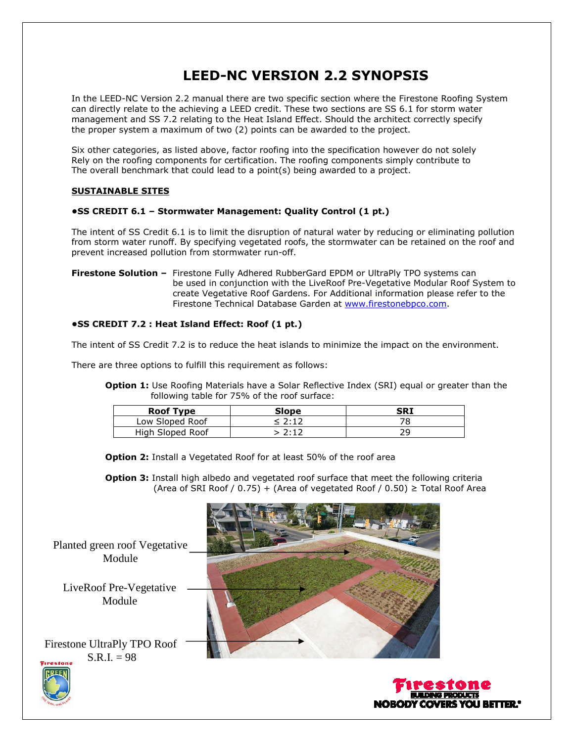# LEED-NC VERSION 2.2 SYNOPSIS

In the LEED-NC Version 2.2 manual there are two specific section where the Firestone Roofing System can directly relate to the achieving a LEED credit. These two sections are SS 6.1 for storm water management and SS 7.2 relating to the Heat Island Effect. Should the architect correctly specify the proper system a maximum of two (2) points can be awarded to the project.

Six other categories, as listed above, factor roofing into the specification however do not solely Rely on the roofing components for certification. The roofing components simply contribute to The overall benchmark that could lead to a point(s) being awarded to a project.

## SUSTAINABLE SITES

### •SS CREDIT 6.1 – Stormwater Management: Quality Control (1 pt.)

The intent of SS Credit 6.1 is to limit the disruption of natural water by reducing or eliminating pollution from storm water runoff. By specifying vegetated roofs, the stormwater can be retained on the roof and prevent increased pollution from stormwater run-off.

**Firestone Solution –** Firestone Fully Adhered RubberGard EPDM or UltraPly TPO systems can be used in conjunction with the LiveRoof Pre-Vegetative Modular Roof System to create Vegetative Roof Gardens. For Additional information please refer to the Firestone Technical Database Garden at www.firestonebpco.com.

### •SS CREDIT 7.2 : Heat Island Effect: Roof (1 pt.)

The intent of SS Credit 7.2 is to reduce the heat islands to minimize the impact on the environment.

There are three options to fulfill this requirement as follows:

**Option 1:** Use Roofing Materials have a Solar Reflective Index (SRI) equal or greater than the following table for 75% of the roof surface:

| Roof Type | Slope | SRI |
|---|---|---|
| Low Sloped Roof | ≤ 2:12 | 78 |
| High Sloped Roof | > 2:12 | 29 |

**Option 2:** Install a Vegetated Roof for at least 50% of the roof area

**Option 3:** Install high albedo and vegetated roof surface that meet the following criteria (Area of SRI Roof / 0.75) + (Area of vegetated Roof / 0.50) ≥ Total Roof Area

Planted green roof Vegetative Module

LiveRoof Pre-Vegetative Module

Firestone UltraPly TPO Roof S.R.I. = 98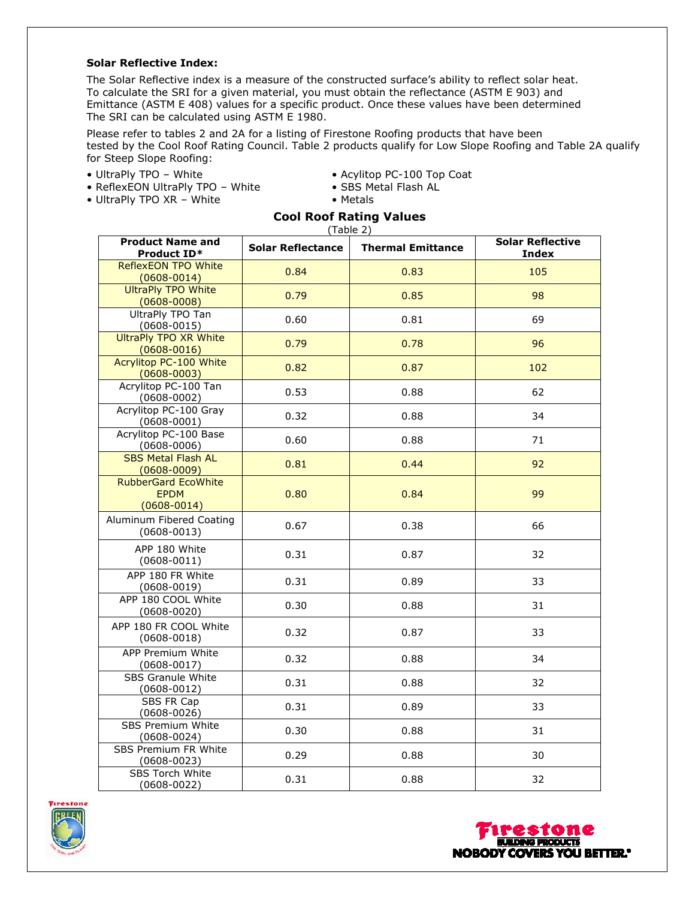**Solar Reflective Index:**

The Solar Reflective index is a measure of the constructed surface's ability to reflect solar heat. To calculate the SRI for a given material, you must obtain the reflectance (ASTM E 903) and Emittance (ASTM E 408) values for a specific product. Once these values have been determined The SRI can be calculated using ASTM E 1980.

Please refer to tables 2 and 2A for a listing of Firestone Roofing products that have been tested by the Cool Roof Rating Council. Table 2 products qualify for Low Slope Roofing and Table 2A qualify for Steep Slope Roofing:

- UltraPly TPO – White
- ReflexEON UltraPly TPO – White
- UltraPly TPO XR – White
- Acylitop PC-100 Top Coat
- SBS Metal Flash AL
- Metals

## Cool Roof Rating Values

(Table 2)

| Product Name and Product ID* | Solar Reflectance | Thermal Emittance | Solar Reflective Index |
|---|---|---|---|
| ReflexEON TPO White (0608-0014) | 0.84 | 0.83 | 105 |
| UltraPly TPO White (0608-0008) | 0.79 | 0.85 | 98 |
| UltraPly TPO Tan (0608-0015) | 0.60 | 0.81 | 69 |
| UltraPly TPO XR White (0608-0016) | 0.79 | 0.78 | 96 |
| Acrylitop PC-100 White (0608-0003) | 0.82 | 0.87 | 102 |
| Acrylitop PC-100 Tan (0608-0002) | 0.53 | 0.88 | 62 |
| Acrylitop PC-100 Gray (0608-0001) | 0.32 | 0.88 | 34 |
| Acrylitop PC-100 Base (0608-0006) | 0.60 | 0.88 | 71 |
| SBS Metal Flash AL (0608-0009) | 0.81 | 0.44 | 92 |
| RubberGard EcoWhite EPDM (0608-0014) | 0.80 | 0.84 | 99 |
| Aluminum Fibered Coating (0608-0013) | 0.67 | 0.38 | 66 |
| APP 180 White (0608-0011) | 0.31 | 0.87 | 32 |
| APP 180 FR White (0608-0019) | 0.31 | 0.89 | 33 |
| APP 180 COOL White (0608-0020) | 0.30 | 0.88 | 31 |
| APP 180 FR COOL White (0608-0018) | 0.32 | 0.87 | 33 |
| APP Premium White (0608-0017) | 0.32 | 0.88 | 34 |
| SBS Granule White (0608-0012) | 0.31 | 0.88 | 32 |
| SBS FR Cap (0608-0026) | 0.31 | 0.89 | 33 |
| SBS Premium White (0608-0024) | 0.30 | 0.88 | 31 |
| SBS Premium FR White (0608-0023) | 0.29 | 0.88 | 30 |
| SBS Torch White (0608-0022) | 0.31 | 0.88 | 32 |

Firestone BUILDING PRODUCTS NOBODY COVERS YOU BETTER.®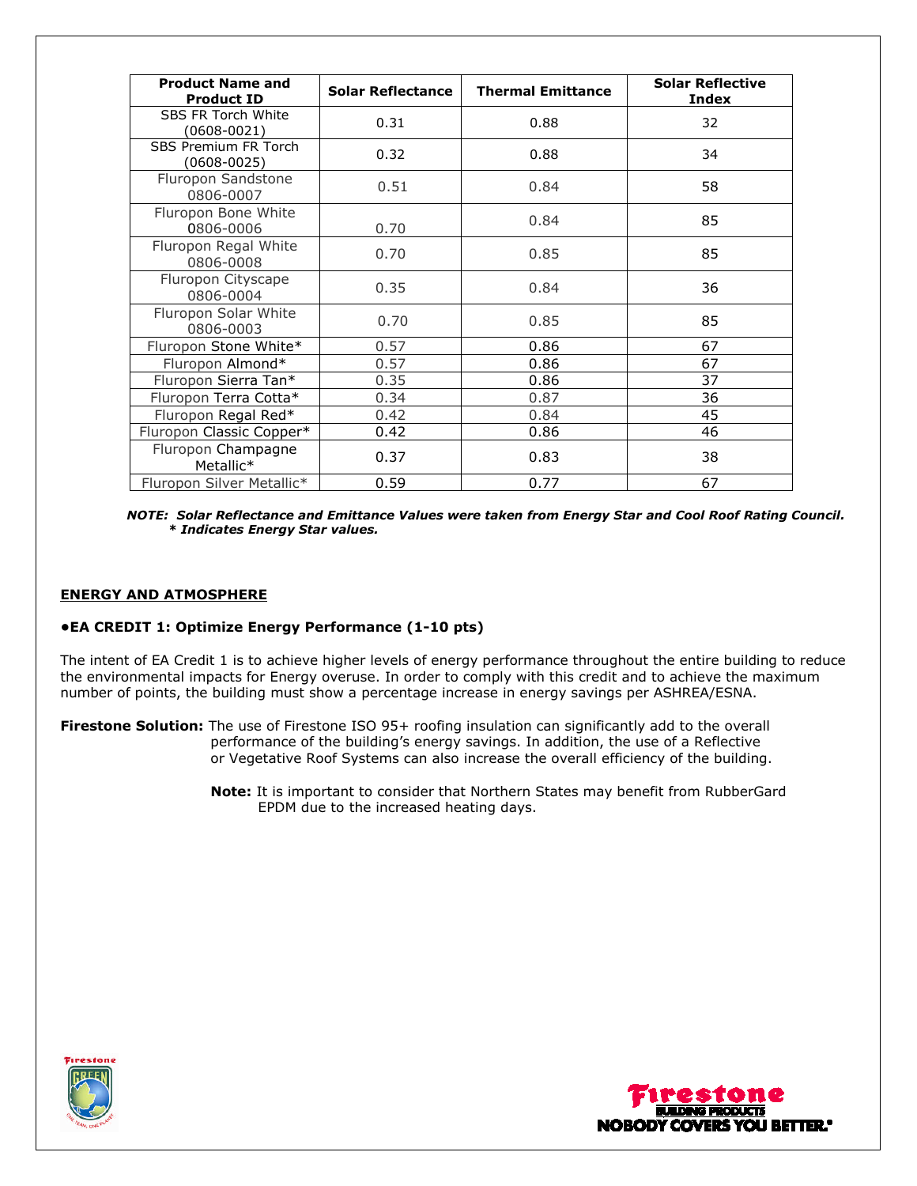| Product Name and Product ID | Solar Reflectance | Thermal Emittance | Solar Reflective Index |
|---|---|---|---|
| SBS FR Torch White (0608-0021) | 0.31 | 0.88 | 32 |
| SBS Premium FR Torch (0608-0025) | 0.32 | 0.88 | 34 |
| Fluropon Sandstone 0806-0007 | 0.51 | 0.84 | 58 |
| Fluropon Bone White 0806-0006 | 0.70 | 0.84 | 85 |
| Fluropon Regal White 0806-0008 | 0.70 | 0.85 | 85 |
| Fluropon Cityscape 0806-0004 | 0.35 | 0.84 | 36 |
| Fluropon Solar White 0806-0003 | 0.70 | 0.85 | 85 |
| Fluropon Stone White* | 0.57 | 0.86 | 67 |
| Fluropon Almond* | 0.57 | 0.86 | 67 |
| Fluropon Sierra Tan* | 0.35 | 0.86 | 37 |
| Fluropon Terra Cotta* | 0.34 | 0.87 | 36 |
| Fluropon Regal Red* | 0.42 | 0.84 | 45 |
| Fluropon Classic Copper* | 0.42 | 0.86 | 46 |
| Fluropon Champagne Metallic* | 0.37 | 0.83 | 38 |
| Fluropon Silver Metallic* | 0.59 | 0.77 | 67 |

***NOTE: Solar Reflectance and Emittance Values were taken from Energy Star and Cool Roof Rating Council.***
***\* Indicates Energy Star values.***

## ENERGY AND ATMOSPHERE

### •EA CREDIT 1: Optimize Energy Performance (1-10 pts)

The intent of EA Credit 1 is to achieve higher levels of energy performance throughout the entire building to reduce the environmental impacts for Energy overuse. In order to comply with this credit and to achieve the maximum number of points, the building must show a percentage increase in energy savings per ASHREA/ESNA.

**Firestone Solution:** The use of Firestone ISO 95+ roofing insulation can significantly add to the overall performance of the building's energy savings. In addition, the use of a Reflective or Vegetative Roof Systems can also increase the overall efficiency of the building.

**Note:** It is important to consider that Northern States may benefit from RubberGard EPDM due to the increased heating days.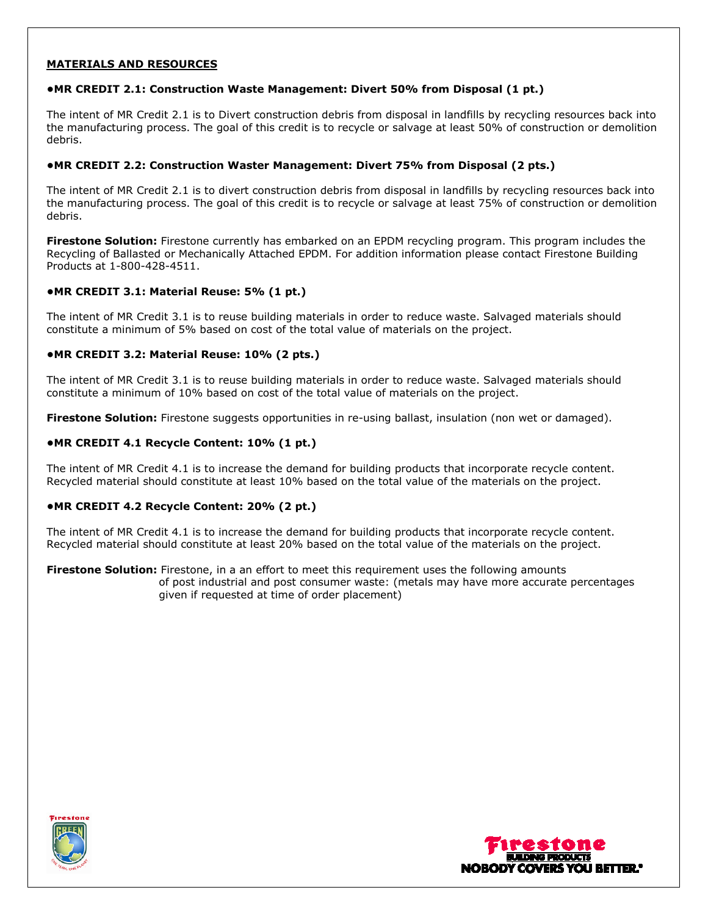**MATERIALS AND RESOURCES**

**•MR CREDIT 2.1: Construction Waste Management: Divert 50% from Disposal (1 pt.)**

The intent of MR Credit 2.1 is to Divert construction debris from disposal in landfills by recycling resources back into the manufacturing process. The goal of this credit is to recycle or salvage at least 50% of construction or demolition debris.

**•MR CREDIT 2.2: Construction Waster Management: Divert 75% from Disposal (2 pts.)**

The intent of MR Credit 2.1 is to divert construction debris from disposal in landfills by recycling resources back into the manufacturing process. The goal of this credit is to recycle or salvage at least 75% of construction or demolition debris.

**Firestone Solution:** Firestone currently has embarked on an EPDM recycling program. This program includes the Recycling of Ballasted or Mechanically Attached EPDM. For addition information please contact Firestone Building Products at 1-800-428-4511.

**•MR CREDIT 3.1: Material Reuse: 5% (1 pt.)**

The intent of MR Credit 3.1 is to reuse building materials in order to reduce waste. Salvaged materials should constitute a minimum of 5% based on cost of the total value of materials on the project.

**•MR CREDIT 3.2: Material Reuse: 10% (2 pts.)**

The intent of MR Credit 3.1 is to reuse building materials in order to reduce waste. Salvaged materials should constitute a minimum of 10% based on cost of the total value of materials on the project.

**Firestone Solution:** Firestone suggests opportunities in re-using ballast, insulation (non wet or damaged).

**•MR CREDIT 4.1 Recycle Content: 10% (1 pt.)**

The intent of MR Credit 4.1 is to increase the demand for building products that incorporate recycle content. Recycled material should constitute at least 10% based on the total value of the materials on the project.

**•MR CREDIT 4.2 Recycle Content: 20% (2 pt.)**

The intent of MR Credit 4.1 is to increase the demand for building products that incorporate recycle content. Recycled material should constitute at least 20% based on the total value of the materials on the project.

**Firestone Solution:** Firestone, in a an effort to meet this requirement uses the following amounts of post industrial and post consumer waste: (metals may have more accurate percentages given if requested at time of order placement)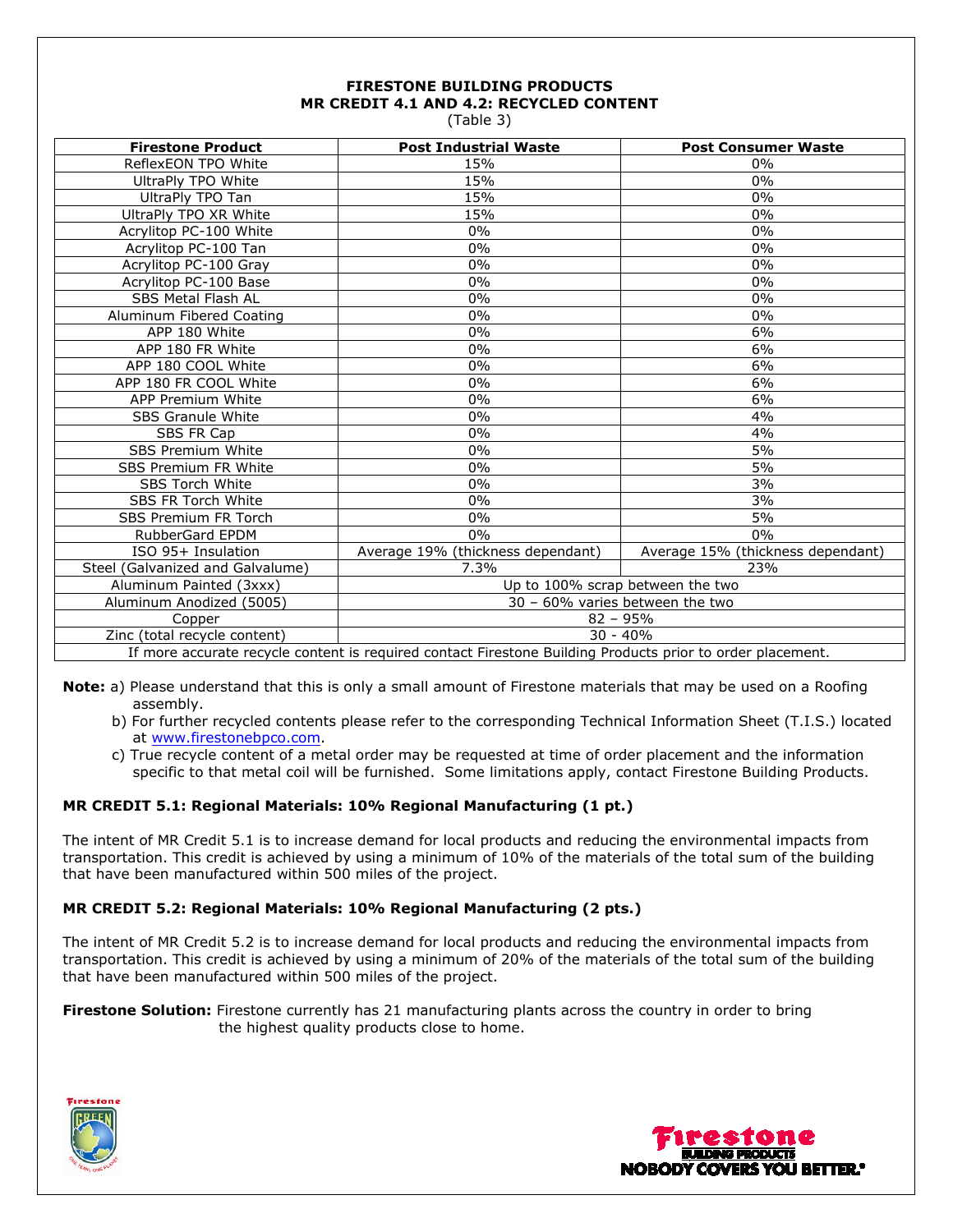**FIRESTONE BUILDING PRODUCTS**
**MR CREDIT 4.1 AND 4.2: RECYCLED CONTENT**
(Table 3)

| Firestone Product | Post Industrial Waste | Post Consumer Waste |
|---|---|---|
| ReflexEON TPO White | 15% | 0% |
| UltraPly TPO White | 15% | 0% |
| UltraPly TPO Tan | 15% | 0% |
| UltraPly TPO XR White | 15% | 0% |
| Acrylitop PC-100 White | 0% | 0% |
| Acrylitop PC-100 Tan | 0% | 0% |
| Acrylitop PC-100 Gray | 0% | 0% |
| Acrylitop PC-100 Base | 0% | 0% |
| SBS Metal Flash AL | 0% | 0% |
| Aluminum Fibered Coating | 0% | 0% |
| APP 180 White | 0% | 6% |
| APP 180 FR White | 0% | 6% |
| APP 180 COOL White | 0% | 6% |
| APP 180 FR COOL White | 0% | 6% |
| APP Premium White | 0% | 6% |
| SBS Granule White | 0% | 4% |
| SBS FR Cap | 0% | 4% |
| SBS Premium White | 0% | 5% |
| SBS Premium FR White | 0% | 5% |
| SBS Torch White | 0% | 3% |
| SBS FR Torch White | 0% | 3% |
| SBS Premium FR Torch | 0% | 5% |
| RubberGard EPDM | 0% | 0% |
| ISO 95+ Insulation | Average 19% (thickness dependant) | Average 15% (thickness dependant) |
| Steel (Galvanized and Galvalume) | 7.3% | 23% |
| Aluminum Painted (3xxx) | Up to 100% scrap between the two | |
| Aluminum Anodized (5005) | 30 – 60% varies between the two | |
| Copper | 82 – 95% | |
| Zinc (total recycle content) | 30 - 40% | |
| If more accurate recycle content is required contact Firestone Building Products prior to order placement. | | |

**Note:** a) Please understand that this is only a small amount of Firestone materials that may be used on a Roofing assembly.

b) For further recycled contents please refer to the corresponding Technical Information Sheet (T.I.S.) located at www.firestonebpco.com.

c) True recycle content of a metal order may be requested at time of order placement and the information specific to that metal coil will be furnished. Some limitations apply, contact Firestone Building Products.

**MR CREDIT 5.1: Regional Materials: 10% Regional Manufacturing (1 pt.)**

The intent of MR Credit 5.1 is to increase demand for local products and reducing the environmental impacts from transportation. This credit is achieved by using a minimum of 10% of the materials of the total sum of the building that have been manufactured within 500 miles of the project.

**MR CREDIT 5.2: Regional Materials: 10% Regional Manufacturing (2 pts.)**

The intent of MR Credit 5.2 is to increase demand for local products and reducing the environmental impacts from transportation. This credit is achieved by using a minimum of 20% of the materials of the total sum of the building that have been manufactured within 500 miles of the project.

**Firestone Solution:** Firestone currently has 21 manufacturing plants across the country in order to bring the highest quality products close to home.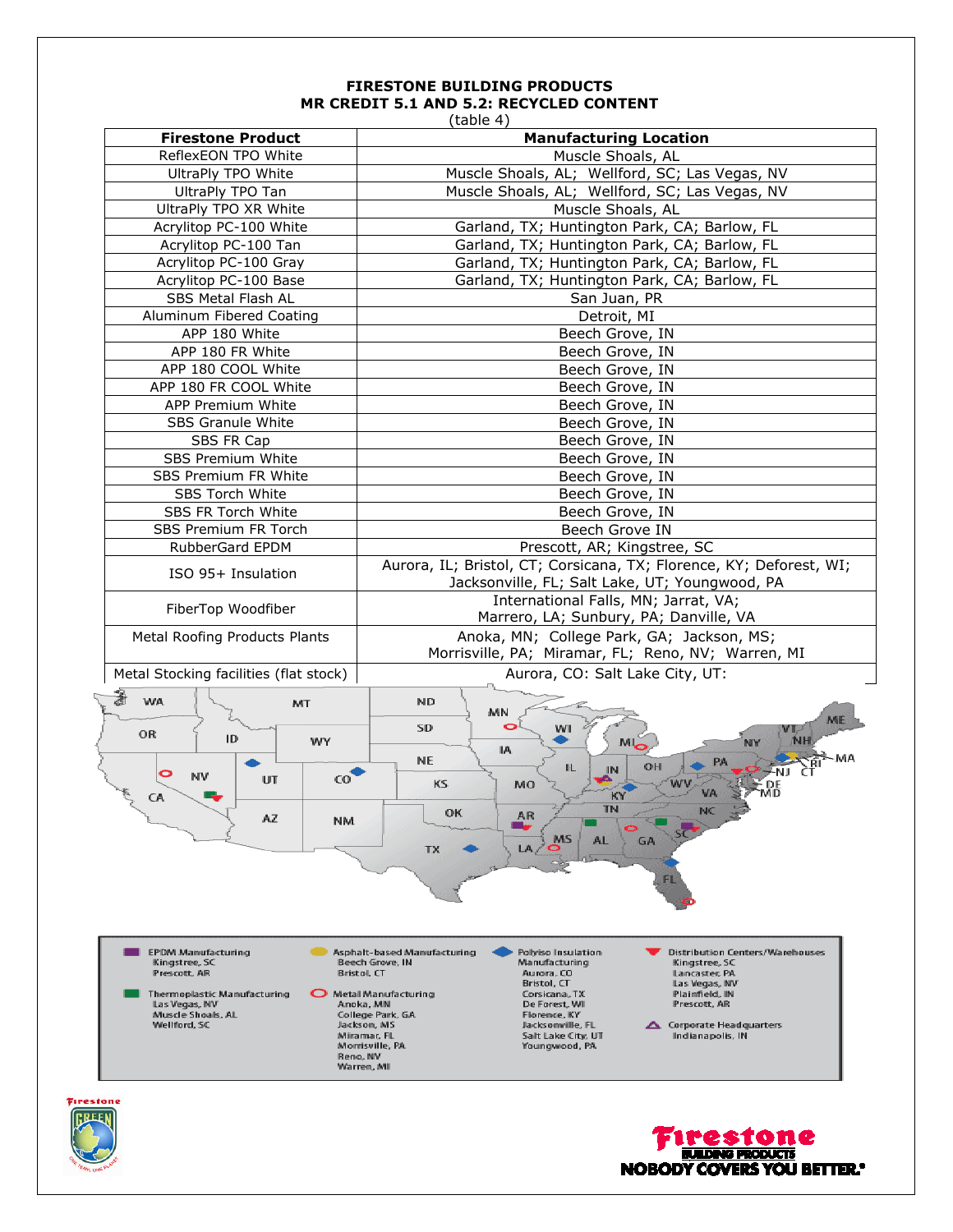## FIRESTONE BUILDING PRODUCTS
## MR CREDIT 5.1 AND 5.2: RECYCLED CONTENT

(table 4)

| Firestone Product | Manufacturing Location |
|---|---|
| ReflexEON TPO White | Muscle Shoals, AL |
| UltraPly TPO White | Muscle Shoals, AL; Wellford, SC; Las Vegas, NV |
| UltraPly TPO Tan | Muscle Shoals, AL; Wellford, SC; Las Vegas, NV |
| UltraPly TPO XR White | Muscle Shoals, AL |
| Acrylitop PC-100 White | Garland, TX; Huntington Park, CA; Barlow, FL |
| Acrylitop PC-100 Tan | Garland, TX; Huntington Park, CA; Barlow, FL |
| Acrylitop PC-100 Gray | Garland, TX; Huntington Park, CA; Barlow, FL |
| Acrylitop PC-100 Base | Garland, TX; Huntington Park, CA; Barlow, FL |
| SBS Metal Flash AL | San Juan, PR |
| Aluminum Fibered Coating | Detroit, MI |
| APP 180 White | Beech Grove, IN |
| APP 180 FR White | Beech Grove, IN |
| APP 180 COOL White | Beech Grove, IN |
| APP 180 FR COOL White | Beech Grove, IN |
| APP Premium White | Beech Grove, IN |
| SBS Granule White | Beech Grove, IN |
| SBS FR Cap | Beech Grove, IN |
| SBS Premium White | Beech Grove, IN |
| SBS Premium FR White | Beech Grove, IN |
| SBS Torch White | Beech Grove, IN |
| SBS FR Torch White | Beech Grove, IN |
| SBS Premium FR Torch | Beech Grove IN |
| RubberGard EPDM | Prescott, AR; Kingstree, SC |
| ISO 95+ Insulation | Aurora, IL; Bristol, CT; Corsicana, TX; Florence, KY; Deforest, WI; Jacksonville, FL; Salt Lake, UT; Youngwood, PA |
| FiberTop Woodfiber | International Falls, MN; Jarrat, VA; Marrero, LA; Sunbury, PA; Danville, VA |
| Metal Roofing Products Plants | Anoka, MN; College Park, GA; Jackson, MS; Morrisville, PA; Miramar, FL; Reno, NV; Warren, MI |
| Metal Stocking facilities (flat stock) | Aurora, CO: Salt Lake City, UT: |

EPDM Manufacturing
Kingstree, SC
Prescott, AR

Thermoplastic Manufacturing
Las Vegas, NV
Muscle Shoals, AL
Wellford, SC

Asphalt-based Manufacturing
Beech Grove, IN
Bristol, CT

Metal Manufacturing
Anoka, MN
College Park, GA
Jackson, MS
Miramar, FL
Morrisville, PA
Reno, NV
Warren, MI

Polyiso Insulation Manufacturing
Aurora, CO
Bristol, CT
Corsicana, TX
De Forest, WI
Florence, KY
Jacksonville, FL
Salt Lake City, UT
Youngwood, PA

Distribution Centers/Warehouses
Kingstree, SC
Lancaster, PA
Las Vegas, NV
Plainfield, IN
Prescott, AR

Corporate Headquarters
Indianapolis, IN

Firestone BUILDING PRODUCTS
NOBODY COVERS YOU BETTER.®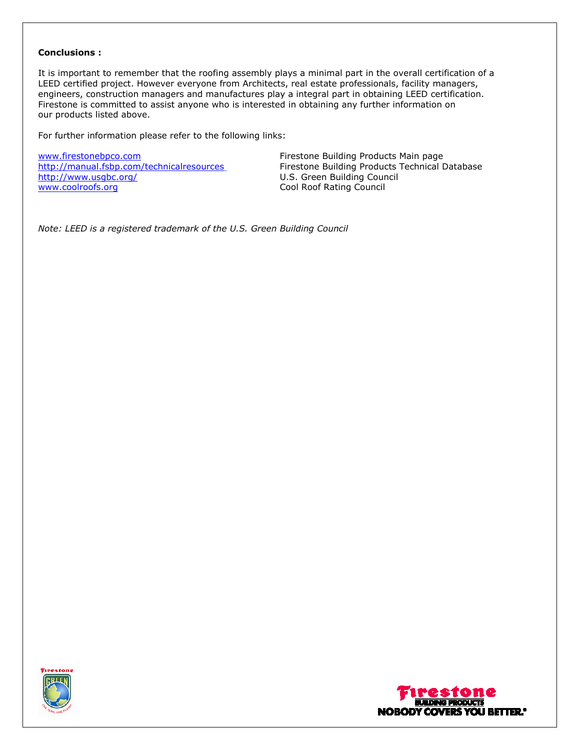**Conclusions :**

It is important to remember that the roofing assembly plays a minimal part in the overall certification of a LEED certified project. However everyone from Architects, real estate professionals, facility managers, engineers, construction managers and manufactures play a integral part in obtaining LEED certification. Firestone is committed to assist anyone who is interested in obtaining any further information on our products listed above.

For further information please refer to the following links:

| | |
|---|---|
| www.firestonebpco.com | Firestone Building Products Main page |
| http://manual.fsbp.com/technicalresources | Firestone Building Products Technical Database |
| http://www.usgbc.org/ | U.S. Green Building Council |
| www.coolroofs.org | Cool Roof Rating Council |

*Note: LEED is a registered trademark of the U.S. Green Building Council*

Firestone BUILDING PRODUCTS
NOBODY COVERS YOU BETTER.®